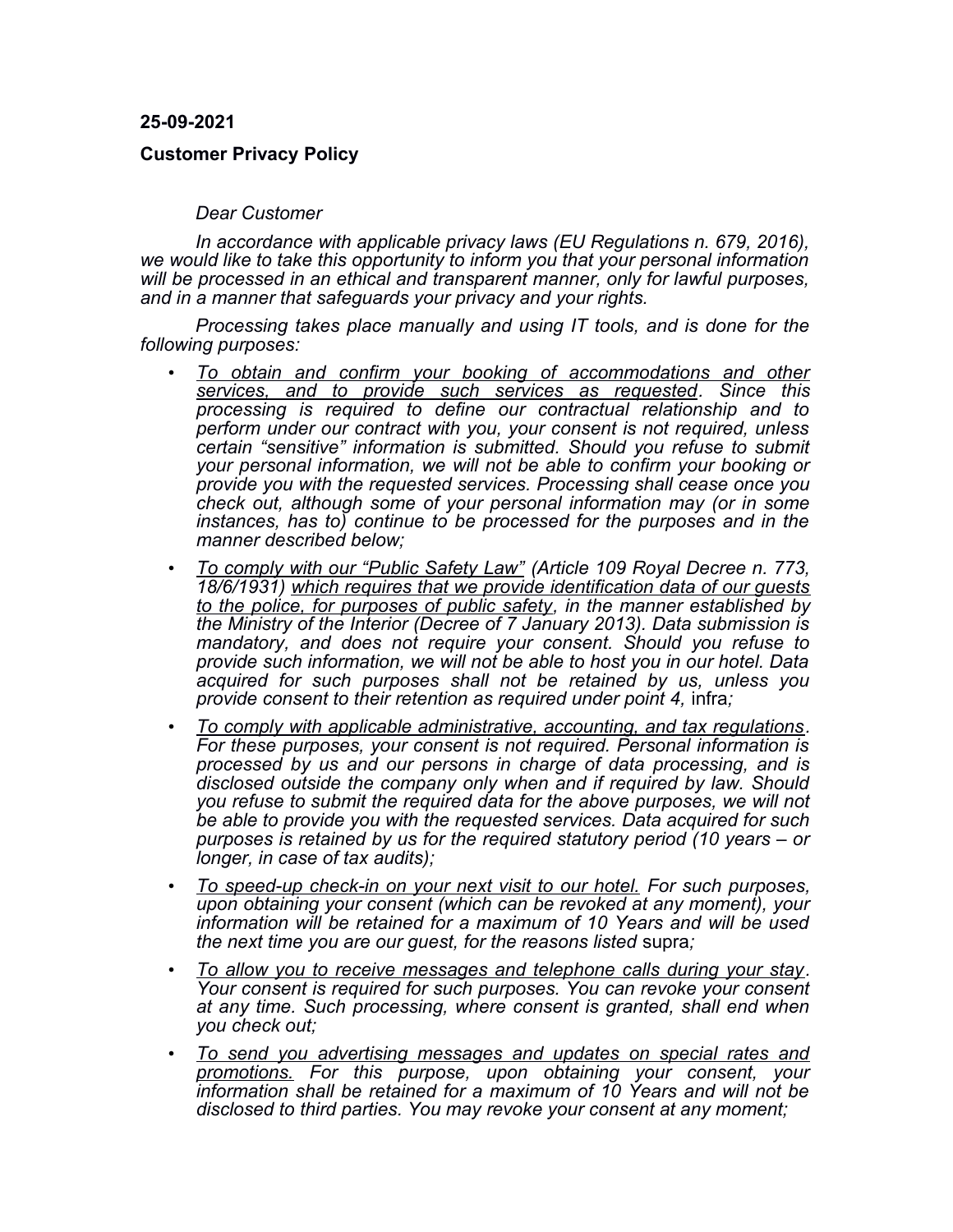**25-09-2021**

**Customer Privacy Policy**

*Dear Customer*

*In accordance with applicable privacy laws (EU Regulations n. 679, 2016), we would like to take this opportunity to inform you that your personal information will be processed in an ethical and transparent manner, only for lawful purposes, and in a manner that safeguards your privacy and your rights.*

*Processing takes place manually and using IT tools, and is done for the following purposes:*

- *To obtain and confirm your booking of accommodations and other services, and to provide such services as requested. Since this processing is required to define our contractual relationship and to perform under our contract with you, your consent is not required, unless certain "sensitive" information is submitted. Should you refuse to submit your personal information, we will not be able to confirm your booking or provide you with the requested services. Processing shall cease once you check out, although some of your personal information may (or in some instances, has to) continue to be processed for the purposes and in the manner described below;*
- *To comply with our "Public Safety Law" (Article 109 Royal Decree n. 773, 18/6/1931) which requires that we provide identification data of our guests to the police, for purposes of public safety, in the manner established by the Ministry of the Interior (Decree of 7 January 2013). Data submission is mandatory, and does not require your consent. Should you refuse to provide such information, we will not be able to host you in our hotel. Data acquired for such purposes shall not be retained by us, unless you provide consent to their retention as required under point 4,* infra*;*
- *To comply with applicable administrative, accounting, and tax regulations. For these purposes, your consent is not required. Personal information is processed by us and our persons in charge of data processing, and is disclosed outside the company only when and if required by law. Should you refuse to submit the required data for the above purposes, we will not be able to provide you with the requested services. Data acquired for such purposes is retained by us for the required statutory period (10 years – or longer, in case of tax audits);*
- *To speed-up check-in on your next visit to our hotel. For such purposes, upon obtaining your consent (which can be revoked at any moment), your information will be retained for a maximum of 10 Years and will be used the next time you are our guest, for the reasons listed* supra*;*
- *To allow you to receive messages and telephone calls during your stay. Your consent is required for such purposes. You can revoke your consent at any time. Such processing, where consent is granted, shall end when you check out;*
- *To send you advertising messages and updates on special rates and promotions. For this purpose, upon obtaining your consent, your information shall be retained for a maximum of 10 Years and will not be disclosed to third parties. You may revoke your consent at any moment;*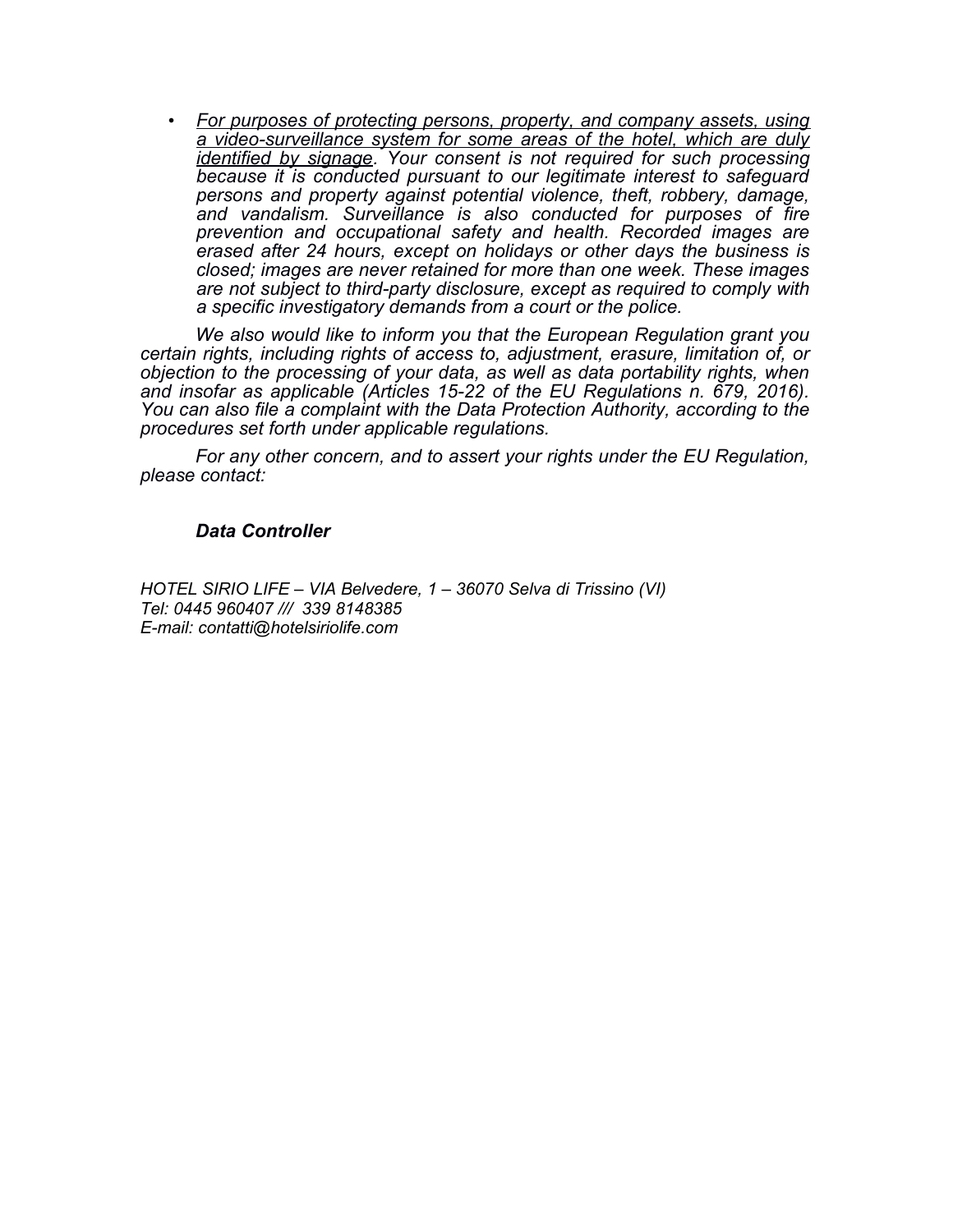- *<u>For purposes of protecting persons, property, and company assets, using a video-surveillance system for some areas of the hotel, which are duly identified by signage</u>. Your consent is not required for such processing because it is conducted pursuant to our legitimate interest to safeguard persons and property against potential violence, theft, robbery, damage, and vandalism. Surveillance is also conducted for purposes of fire prevention and occupational safety and health. Recorded images are erased after 24 hours, except on holidays or other days the business is closed; images are never retained for more than one week. These images are not subject to third-party disclosure, except as required to comply with a specific investigatory demands from a court or the police.*

*We also would like to inform you that the European Regulation grant you certain rights, including rights of access to, adjustment, erasure, limitation of, or objection to the processing of your data, as well as data portability rights, when and insofar as applicable (Articles 15-22 of the EU Regulations n. 679, 2016). You can also file a complaint with the Data Protection Authority, according to the procedures set forth under applicable regulations.*

*For any other concern, and to assert your rights under the EU Regulation, please contact:*

***Data Controller***

*HOTEL SIRIO LIFE – VIA Belvedere, 1 – 36070 Selva di Trissino (VI)*
*Tel: 0445 960407 /// 339 8148385*
*E-mail: contatti@hotelsiriolife.com*